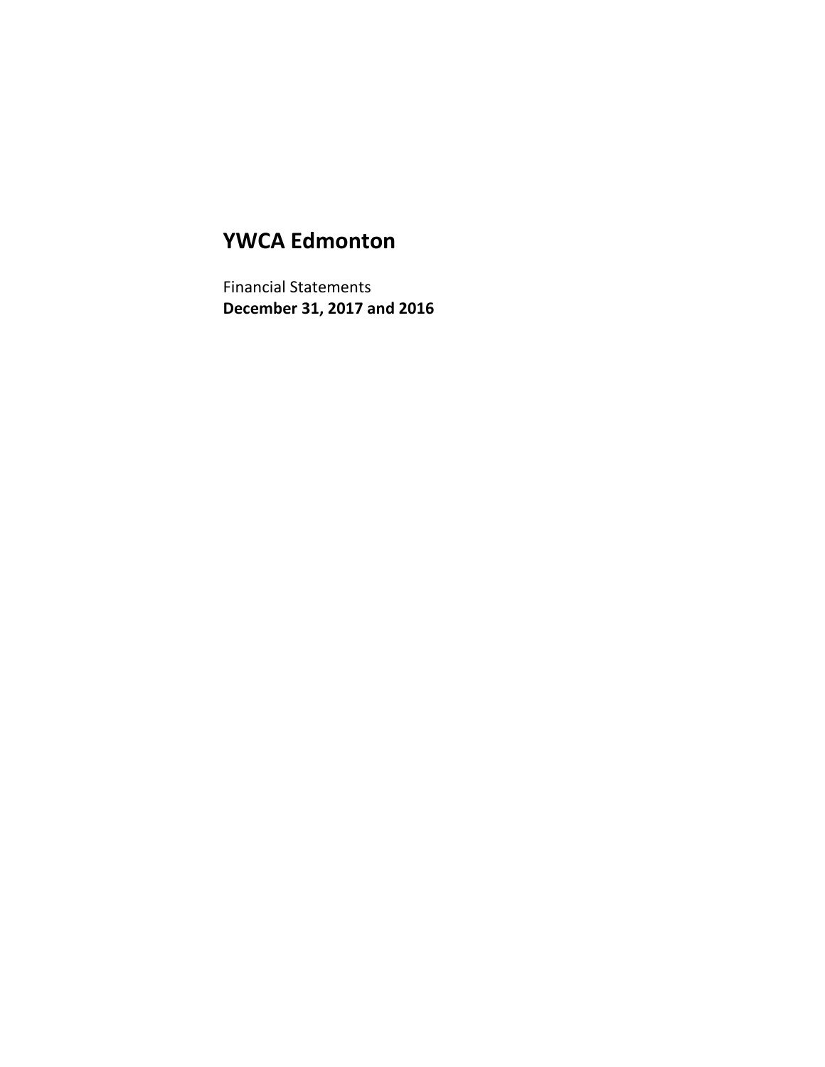# YWCA Edmonton

Financial Statements
**December 31, 2017 and 2016**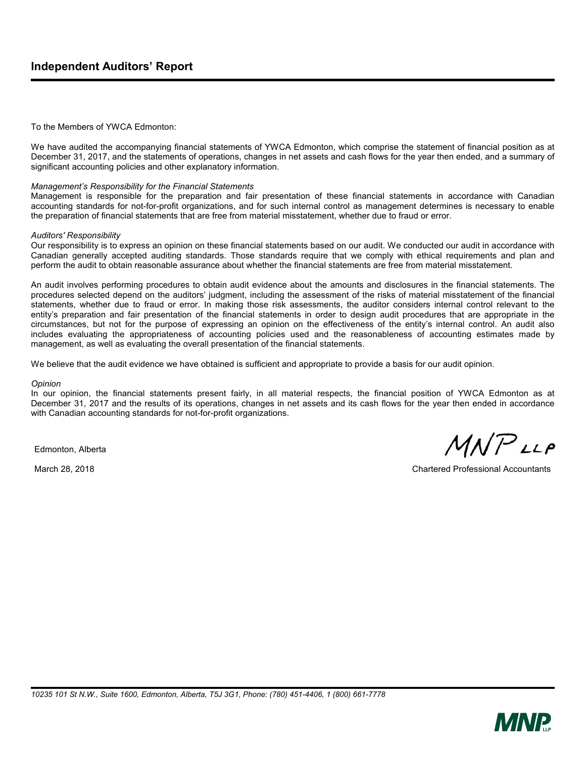# Independent Auditors' Report

To the Members of YWCA Edmonton:

We have audited the accompanying financial statements of YWCA Edmonton, which comprise the statement of financial position as at December 31, 2017, and the statements of operations, changes in net assets and cash flows for the year then ended, and a summary of significant accounting policies and other explanatory information.

*Management's Responsibility for the Financial Statements*
Management is responsible for the preparation and fair presentation of these financial statements in accordance with Canadian accounting standards for not-for-profit organizations, and for such internal control as management determines is necessary to enable the preparation of financial statements that are free from material misstatement, whether due to fraud or error.

*Auditors' Responsibility*
Our responsibility is to express an opinion on these financial statements based on our audit. We conducted our audit in accordance with Canadian generally accepted auditing standards. Those standards require that we comply with ethical requirements and plan and perform the audit to obtain reasonable assurance about whether the financial statements are free from material misstatement.

An audit involves performing procedures to obtain audit evidence about the amounts and disclosures in the financial statements. The procedures selected depend on the auditors' judgment, including the assessment of the risks of material misstatement of the financial statements, whether due to fraud or error. In making those risk assessments, the auditor considers internal control relevant to the entity's preparation and fair presentation of the financial statements in order to design audit procedures that are appropriate in the circumstances, but not for the purpose of expressing an opinion on the effectiveness of the entity's internal control. An audit also includes evaluating the appropriateness of accounting policies used and the reasonableness of accounting estimates made by management, as well as evaluating the overall presentation of the financial statements.

We believe that the audit evidence we have obtained is sufficient and appropriate to provide a basis for our audit opinion.

*Opinion*
In our opinion, the financial statements present fairly, in all material respects, the financial position of YWCA Edmonton as at December 31, 2017 and the results of its operations, changes in net assets and its cash flows for the year then ended in accordance with Canadian accounting standards for not-for-profit organizations.

Edmonton, Alberta

March 28, 2018

MNP LLP

Chartered Professional Accountants

*10235 101 St N.W., Suite 1600, Edmonton, Alberta, T5J 3G1, Phone: (780) 451-4406, 1 (800) 661-7778*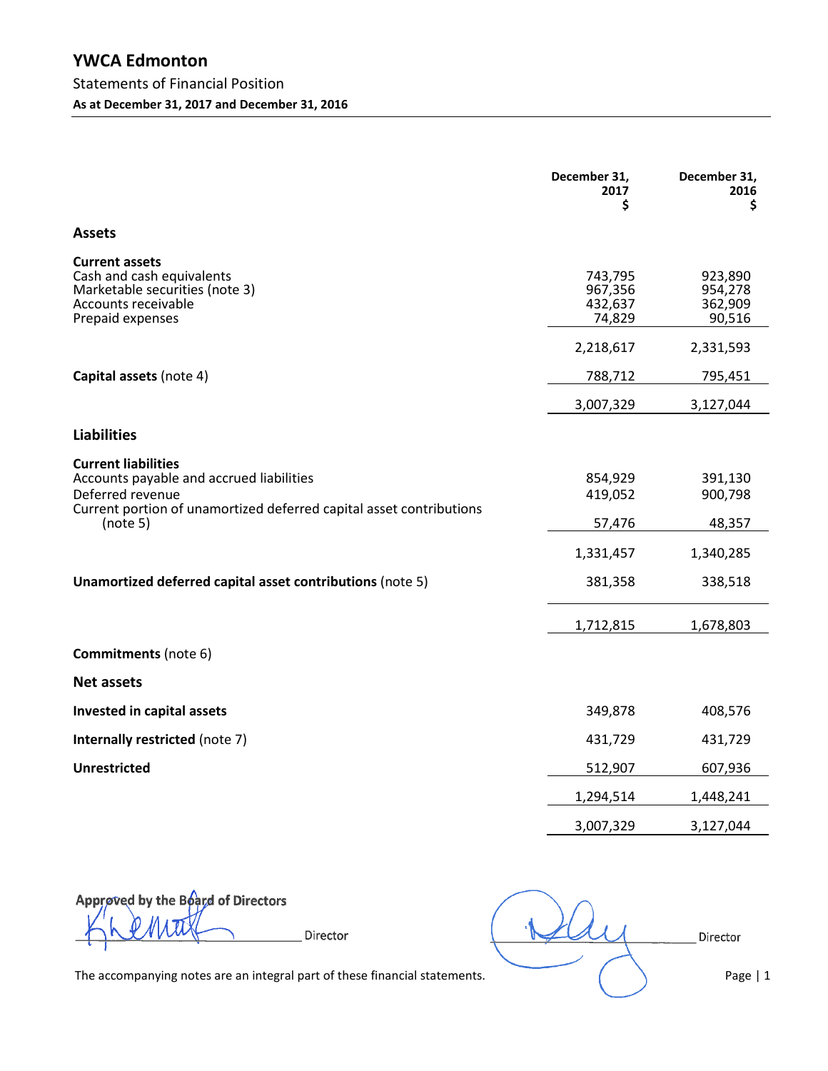# YWCA Edmonton

## Statements of Financial Position

**As at December 31, 2017 and December 31, 2016**

| | December 31, 2017 $ | December 31, 2016 $ |
|---|---|---|
| **Assets** | | |
| **Current assets** | | |
| Cash and cash equivalents | 743,795 | 923,890 |
| Marketable securities (note 3) | 967,356 | 954,278 |
| Accounts receivable | 432,637 | 362,909 |
| Prepaid expenses | 74,829 | 90,516 |
| | 2,218,617 | 2,331,593 |
| **Capital assets** (note 4) | 788,712 | 795,451 |
| | 3,007,329 | 3,127,044 |
| **Liabilities** | | |
| **Current liabilities** | | |
| Accounts payable and accrued liabilities | 854,929 | 391,130 |
| Deferred revenue | 419,052 | 900,798 |
| Current portion of unamortized deferred capital asset contributions (note 5) | 57,476 | 48,357 |
| | 1,331,457 | 1,340,285 |
| **Unamortized deferred capital asset contributions** (note 5) | 381,358 | 338,518 |
| | 1,712,815 | 1,678,803 |
| **Commitments** (note 6) | | |
| **Net assets** | | |
| **Invested in capital assets** | 349,878 | 408,576 |
| **Internally restricted** (note 7) | 431,729 | 431,729 |
| **Unrestricted** | 512,907 | 607,936 |
| | 1,294,514 | 1,448,241 |
| | 3,007,329 | 3,127,044 |

Approved by the Board of Directors

_______________ Director

_______________ Director

The accompanying notes are an integral part of these financial statements.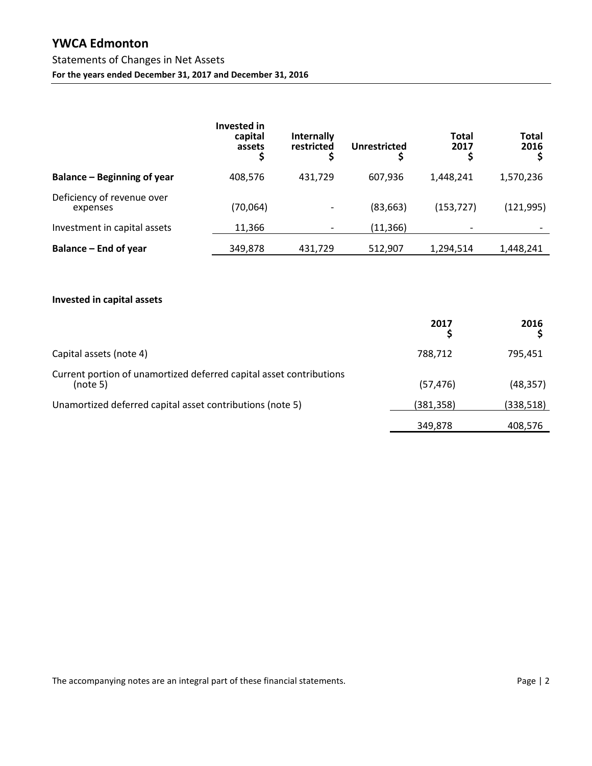# YWCA Edmonton

Statements of Changes in Net Assets

**For the years ended December 31, 2017 and December 31, 2016**

| | Invested in capital assets $ | Internally restricted $ | Unrestricted $ | Total 2017 $ | Total 2016 $ |
|---|---|---|---|---|---|
| **Balance – Beginning of year** | 408,576 | 431,729 | 607,936 | 1,448,241 | 1,570,236 |
| Deficiency of revenue over expenses | (70,064) | - | (83,663) | (153,727) | (121,995) |
| Investment in capital assets | 11,366 | - | (11,366) | - | - |
| **Balance – End of year** | 349,878 | 431,729 | 512,907 | 1,294,514 | 1,448,241 |

**Invested in capital assets**

| | 2017 $ | 2016 $ |
|---|---|---|
| Capital assets (note 4) | 788,712 | 795,451 |
| Current portion of unamortized deferred capital asset contributions (note 5) | (57,476) | (48,357) |
| Unamortized deferred capital asset contributions (note 5) | (381,358) | (338,518) |
| | 349,878 | 408,576 |

The accompanying notes are an integral part of these financial statements.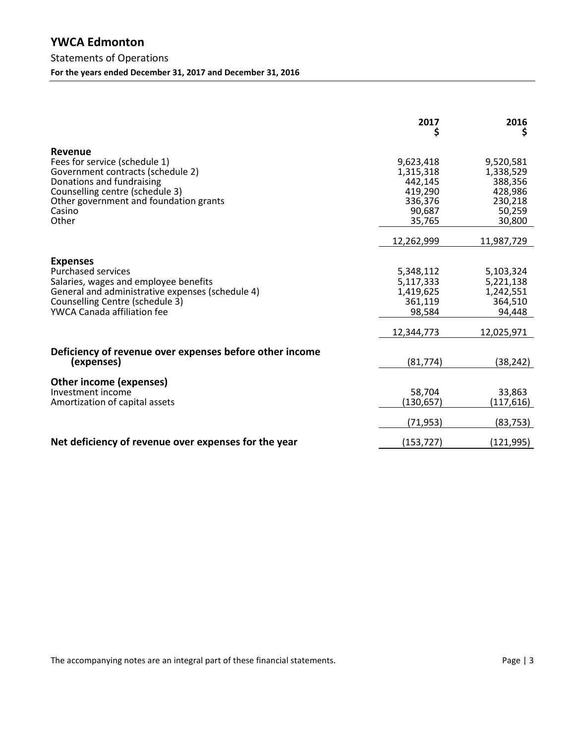# YWCA Edmonton

Statements of Operations

**For the years ended December 31, 2017 and December 31, 2016**

| | 2017 $ | 2016 $ |
|---|---|---|
| **Revenue** | | |
| Fees for service (schedule 1) | 9,623,418 | 9,520,581 |
| Government contracts (schedule 2) | 1,315,318 | 1,338,529 |
| Donations and fundraising | 442,145 | 388,356 |
| Counselling centre (schedule 3) | 419,290 | 428,986 |
| Other government and foundation grants | 336,376 | 230,218 |
| Casino | 90,687 | 50,259 |
| Other | 35,765 | 30,800 |
| | 12,262,999 | 11,987,729 |
| **Expenses** | | |
| Purchased services | 5,348,112 | 5,103,324 |
| Salaries, wages and employee benefits | 5,117,333 | 5,221,138 |
| General and administrative expenses (schedule 4) | 1,419,625 | 1,242,551 |
| Counselling Centre (schedule 3) | 361,119 | 364,510 |
| YWCA Canada affiliation fee | 98,584 | 94,448 |
| | 12,344,773 | 12,025,971 |
| **Deficiency of revenue over expenses before other income (expenses)** | (81,774) | (38,242) |
| **Other income (expenses)** | | |
| Investment income | 58,704 | 33,863 |
| Amortization of capital assets | (130,657) | (117,616) |
| | (71,953) | (83,753) |
| **Net deficiency of revenue over expenses for the year** | (153,727) | (121,995) |

The accompanying notes are an integral part of these financial statements.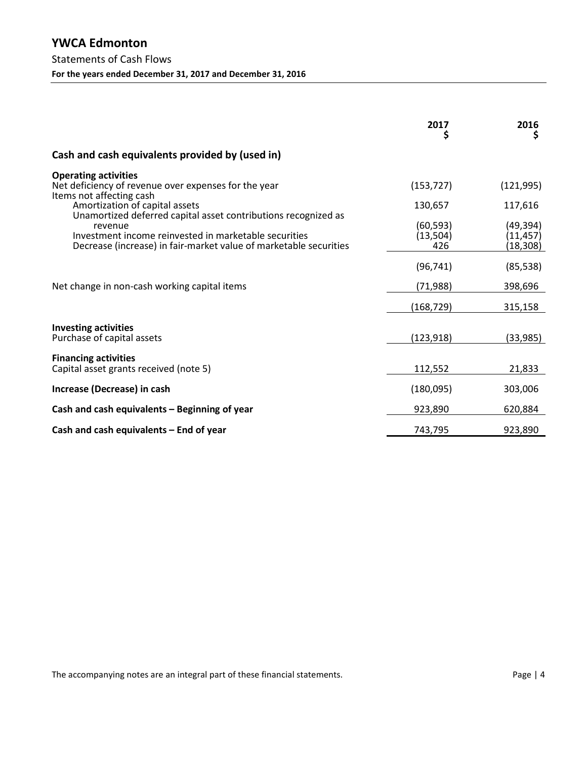# YWCA Edmonton

Statements of Cash Flows

**For the years ended December 31, 2017 and December 31, 2016**

| | 2017<br>$ | 2016<br>$ |
|---|---|---|
| **Cash and cash equivalents provided by (used in)** | | |
| **Operating activities** | | |
| Net deficiency of revenue over expenses for the year | (153,727) | (121,995) |
| Items not affecting cash | | |
| Amortization of capital assets | 130,657 | 117,616 |
| Unamortized deferred capital asset contributions recognized as revenue | (60,593) | (49,394) |
| Investment income reinvested in marketable securities | (13,504) | (11,457) |
| Decrease (increase) in fair-market value of marketable securities | 426 | (18,308) |
| | (96,741) | (85,538) |
| Net change in non-cash working capital items | (71,988) | 398,696 |
| | (168,729) | 315,158 |
| **Investing activities** | | |
| Purchase of capital assets | (123,918) | (33,985) |
| **Financing activities** | | |
| Capital asset grants received (note 5) | 112,552 | 21,833 |
| **Increase (Decrease) in cash** | (180,095) | 303,006 |
| **Cash and cash equivalents – Beginning of year** | 923,890 | 620,884 |
| **Cash and cash equivalents – End of year** | 743,795 | 923,890 |

The accompanying notes are an integral part of these financial statements.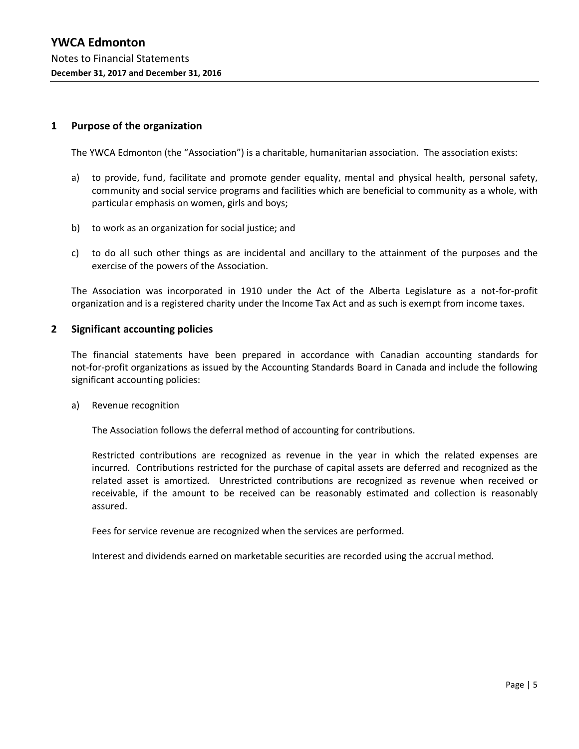# YWCA Edmonton

Notes to Financial Statements

**December 31, 2017 and December 31, 2016**

## 1 Purpose of the organization

The YWCA Edmonton (the "Association") is a charitable, humanitarian association. The association exists:

a) to provide, fund, facilitate and promote gender equality, mental and physical health, personal safety, community and social service programs and facilities which are beneficial to community as a whole, with particular emphasis on women, girls and boys;

b) to work as an organization for social justice; and

c) to do all such other things as are incidental and ancillary to the attainment of the purposes and the exercise of the powers of the Association.

The Association was incorporated in 1910 under the Act of the Alberta Legislature as a not-for-profit organization and is a registered charity under the Income Tax Act and as such is exempt from income taxes.

## 2 Significant accounting policies

The financial statements have been prepared in accordance with Canadian accounting standards for not-for-profit organizations as issued by the Accounting Standards Board in Canada and include the following significant accounting policies:

a) Revenue recognition

The Association follows the deferral method of accounting for contributions.

Restricted contributions are recognized as revenue in the year in which the related expenses are incurred. Contributions restricted for the purchase of capital assets are deferred and recognized as the related asset is amortized. Unrestricted contributions are recognized as revenue when received or receivable, if the amount to be received can be reasonably estimated and collection is reasonably assured.

Fees for service revenue are recognized when the services are performed.

Interest and dividends earned on marketable securities are recorded using the accrual method.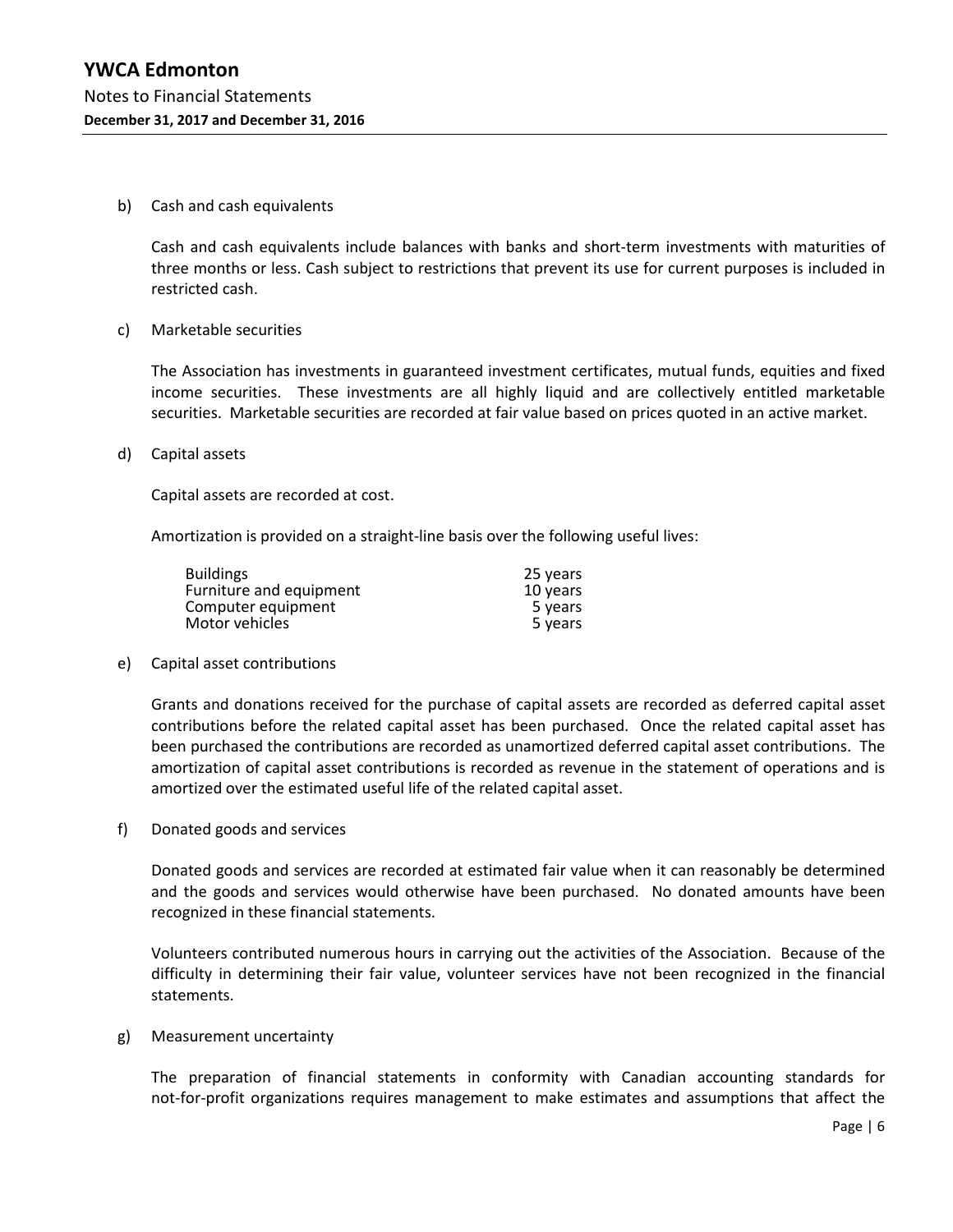b) Cash and cash equivalents

Cash and cash equivalents include balances with banks and short-term investments with maturities of three months or less. Cash subject to restrictions that prevent its use for current purposes is included in restricted cash.

c) Marketable securities

The Association has investments in guaranteed investment certificates, mutual funds, equities and fixed income securities. These investments are all highly liquid and are collectively entitled marketable securities. Marketable securities are recorded at fair value based on prices quoted in an active market.

d) Capital assets

Capital assets are recorded at cost.

Amortization is provided on a straight-line basis over the following useful lives:

| | |
|---|---|
| Buildings | 25 years |
| Furniture and equipment | 10 years |
| Computer equipment | 5 years |
| Motor vehicles | 5 years |

e) Capital asset contributions

Grants and donations received for the purchase of capital assets are recorded as deferred capital asset contributions before the related capital asset has been purchased. Once the related capital asset has been purchased the contributions are recorded as unamortized deferred capital asset contributions. The amortization of capital asset contributions is recorded as revenue in the statement of operations and is amortized over the estimated useful life of the related capital asset.

f) Donated goods and services

Donated goods and services are recorded at estimated fair value when it can reasonably be determined and the goods and services would otherwise have been purchased. No donated amounts have been recognized in these financial statements.

Volunteers contributed numerous hours in carrying out the activities of the Association. Because of the difficulty in determining their fair value, volunteer services have not been recognized in the financial statements.

g) Measurement uncertainty

The preparation of financial statements in conformity with Canadian accounting standards for not-for-profit organizations requires management to make estimates and assumptions that affect the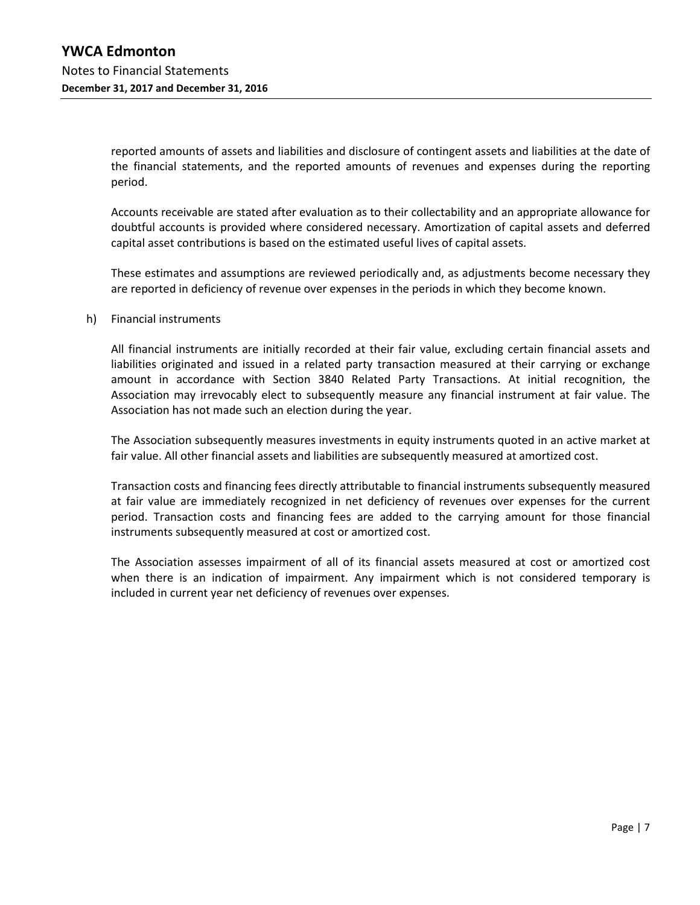reported amounts of assets and liabilities and disclosure of contingent assets and liabilities at the date of the financial statements, and the reported amounts of revenues and expenses during the reporting period.

Accounts receivable are stated after evaluation as to their collectability and an appropriate allowance for doubtful accounts is provided where considered necessary. Amortization of capital assets and deferred capital asset contributions is based on the estimated useful lives of capital assets.

These estimates and assumptions are reviewed periodically and, as adjustments become necessary they are reported in deficiency of revenue over expenses in the periods in which they become known.

h) Financial instruments

All financial instruments are initially recorded at their fair value, excluding certain financial assets and liabilities originated and issued in a related party transaction measured at their carrying or exchange amount in accordance with Section 3840 Related Party Transactions. At initial recognition, the Association may irrevocably elect to subsequently measure any financial instrument at fair value. The Association has not made such an election during the year.

The Association subsequently measures investments in equity instruments quoted in an active market at fair value. All other financial assets and liabilities are subsequently measured at amortized cost.

Transaction costs and financing fees directly attributable to financial instruments subsequently measured at fair value are immediately recognized in net deficiency of revenues over expenses for the current period. Transaction costs and financing fees are added to the carrying amount for those financial instruments subsequently measured at cost or amortized cost.

The Association assesses impairment of all of its financial assets measured at cost or amortized cost when there is an indication of impairment. Any impairment which is not considered temporary is included in current year net deficiency of revenues over expenses.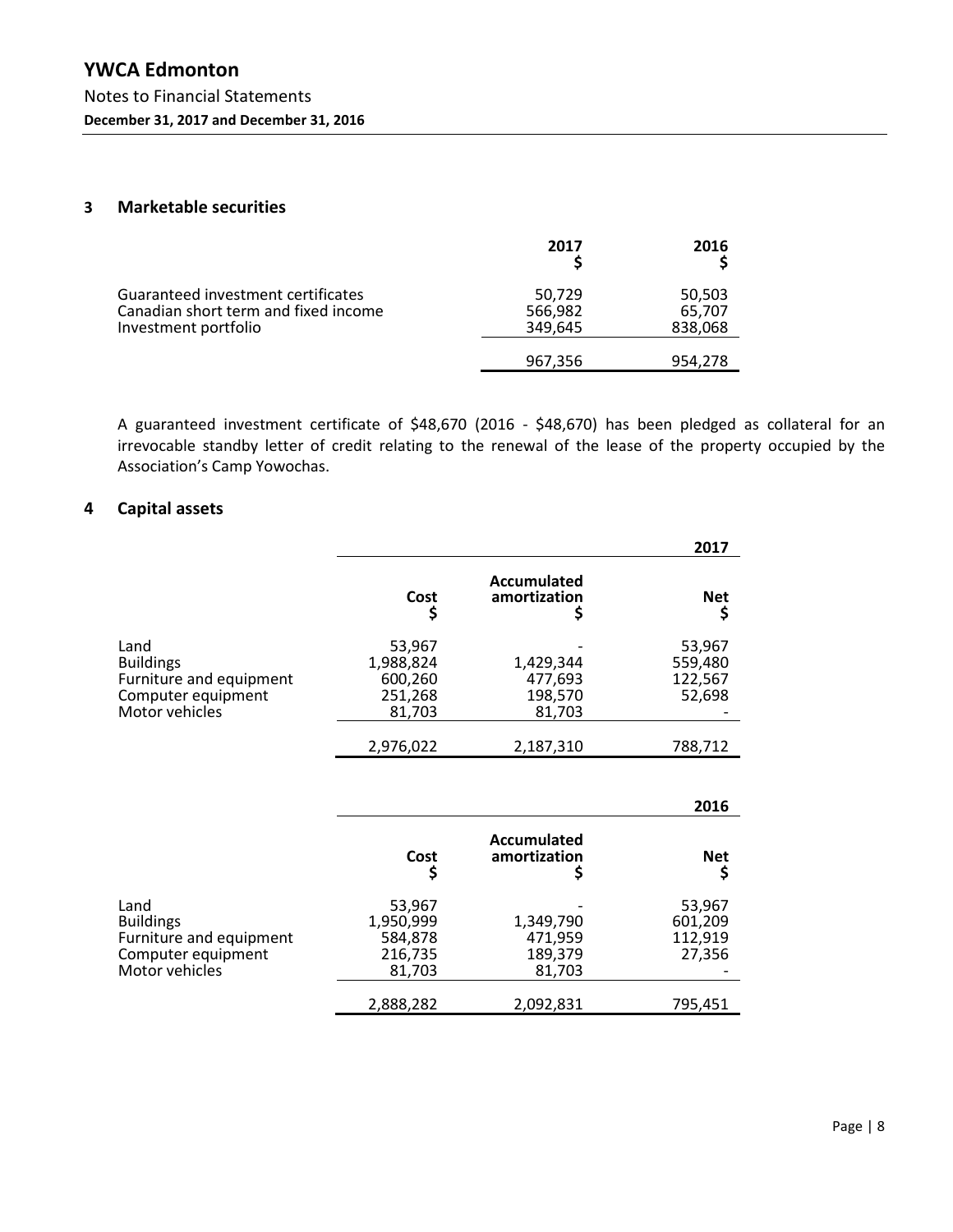## 3 Marketable securities

| | 2017<br>$ | 2016<br>$ |
|---|---|---|
| Guaranteed investment certificates | 50,729 | 50,503 |
| Canadian short term and fixed income | 566,982 | 65,707 |
| Investment portfolio | 349,645 | 838,068 |
| | 967,356 | 954,278 |

A guaranteed investment certificate of $48,670 (2016 - $48,670) has been pledged as collateral for an irrevocable standby letter of credit relating to the renewal of the lease of the property occupied by the Association's Camp Yowochas.

## 4 Capital assets

| | | | 2017 |
|---|---|---|---|
| | Cost<br>$ | Accumulated amortization<br>$ | Net<br>$ |
| Land | 53,967 | - | 53,967 |
| Buildings | 1,988,824 | 1,429,344 | 559,480 |
| Furniture and equipment | 600,260 | 477,693 | 122,567 |
| Computer equipment | 251,268 | 198,570 | 52,698 |
| Motor vehicles | 81,703 | 81,703 | - |
| | 2,976,022 | 2,187,310 | 788,712 |

| | | | 2016 |
|---|---|---|---|
| | Cost<br>$ | Accumulated amortization<br>$ | Net<br>$ |
| Land | 53,967 | - | 53,967 |
| Buildings | 1,950,999 | 1,349,790 | 601,209 |
| Furniture and equipment | 584,878 | 471,959 | 112,919 |
| Computer equipment | 216,735 | 189,379 | 27,356 |
| Motor vehicles | 81,703 | 81,703 | - |
| | 2,888,282 | 2,092,831 | 795,451 |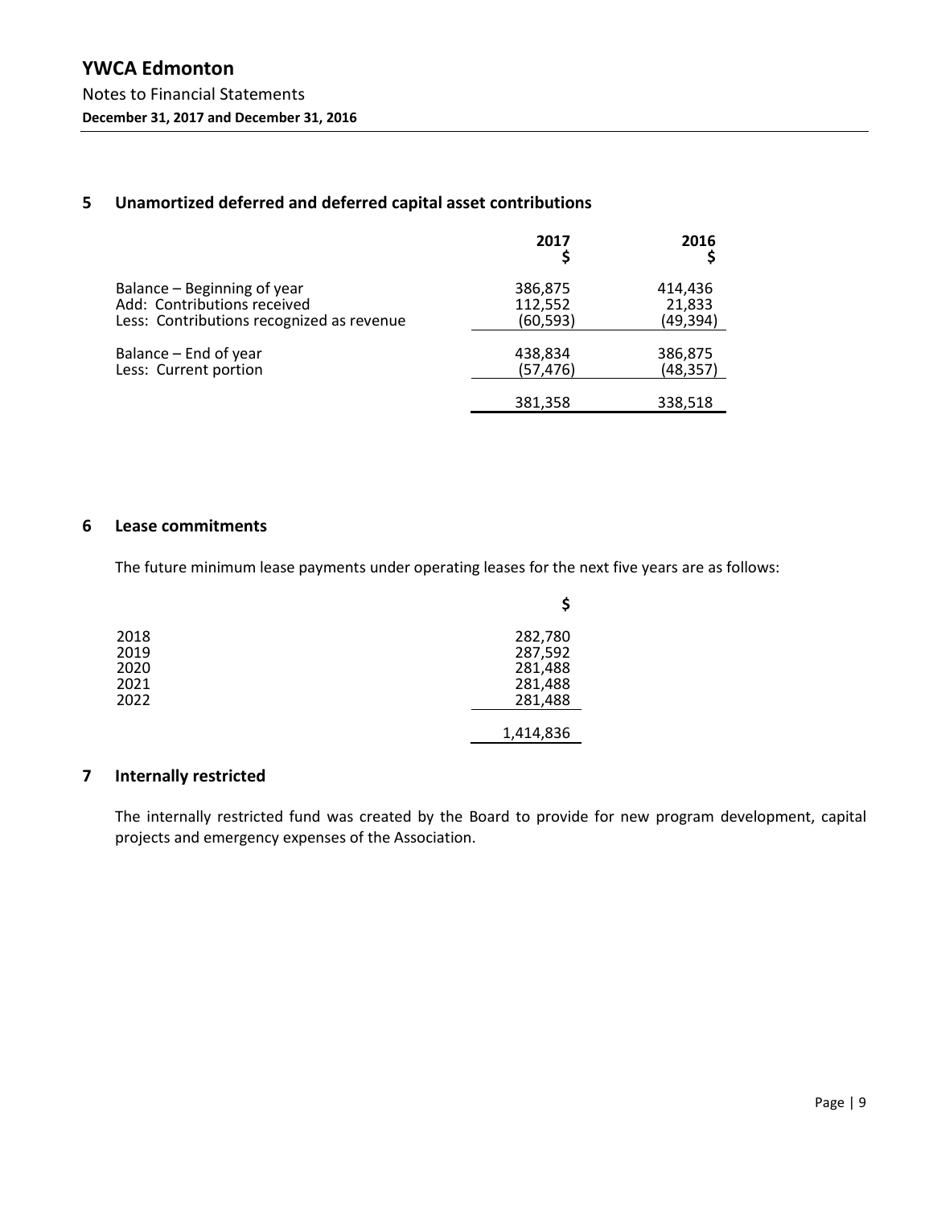## 5 Unamortized deferred and deferred capital asset contributions

| | 2017<br>$ | 2016<br>$ |
|---|---|---|
| Balance – Beginning of year | 386,875 | 414,436 |
| Add: Contributions received | 112,552 | 21,833 |
| Less: Contributions recognized as revenue | (60,593) | (49,394) |
| Balance – End of year | 438,834 | 386,875 |
| Less: Current portion | (57,476) | (48,357) |
| | 381,358 | 338,518 |

## 6 Lease commitments

The future minimum lease payments under operating leases for the next five years are as follows:

| | $ |
|---|---|
| 2018 | 282,780 |
| 2019 | 287,592 |
| 2020 | 281,488 |
| 2021 | 281,488 |
| 2022 | 281,488 |
| | 1,414,836 |

## 7 Internally restricted

The internally restricted fund was created by the Board to provide for new program development, capital projects and emergency expenses of the Association.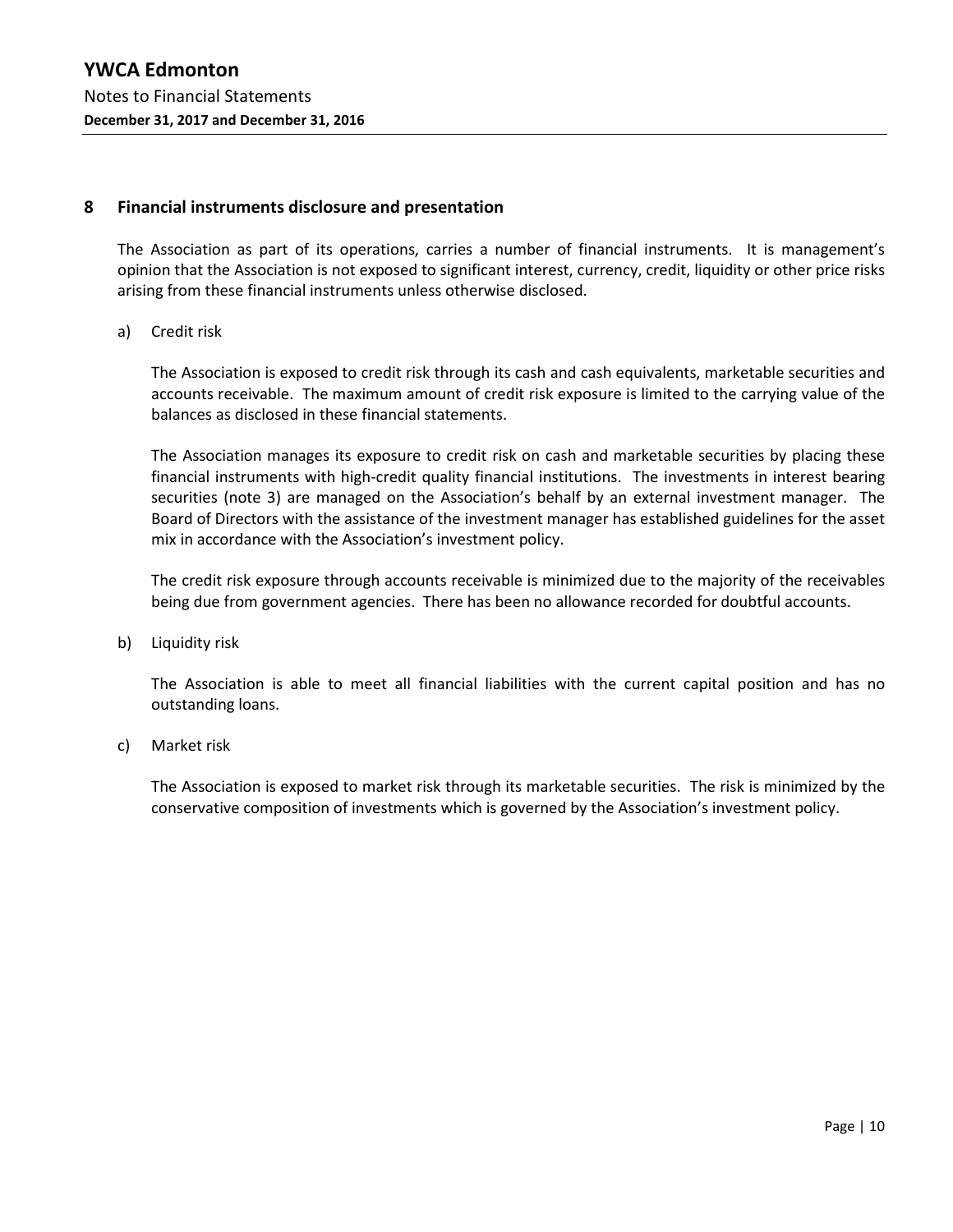## 8 Financial instruments disclosure and presentation

The Association as part of its operations, carries a number of financial instruments. It is management's opinion that the Association is not exposed to significant interest, currency, credit, liquidity or other price risks arising from these financial instruments unless otherwise disclosed.

a) Credit risk

The Association is exposed to credit risk through its cash and cash equivalents, marketable securities and accounts receivable. The maximum amount of credit risk exposure is limited to the carrying value of the balances as disclosed in these financial statements.

The Association manages its exposure to credit risk on cash and marketable securities by placing these financial instruments with high-credit quality financial institutions. The investments in interest bearing securities (note 3) are managed on the Association's behalf by an external investment manager. The Board of Directors with the assistance of the investment manager has established guidelines for the asset mix in accordance with the Association's investment policy.

The credit risk exposure through accounts receivable is minimized due to the majority of the receivables being due from government agencies. There has been no allowance recorded for doubtful accounts.

b) Liquidity risk

The Association is able to meet all financial liabilities with the current capital position and has no outstanding loans.

c) Market risk

The Association is exposed to market risk through its marketable securities. The risk is minimized by the conservative composition of investments which is governed by the Association's investment policy.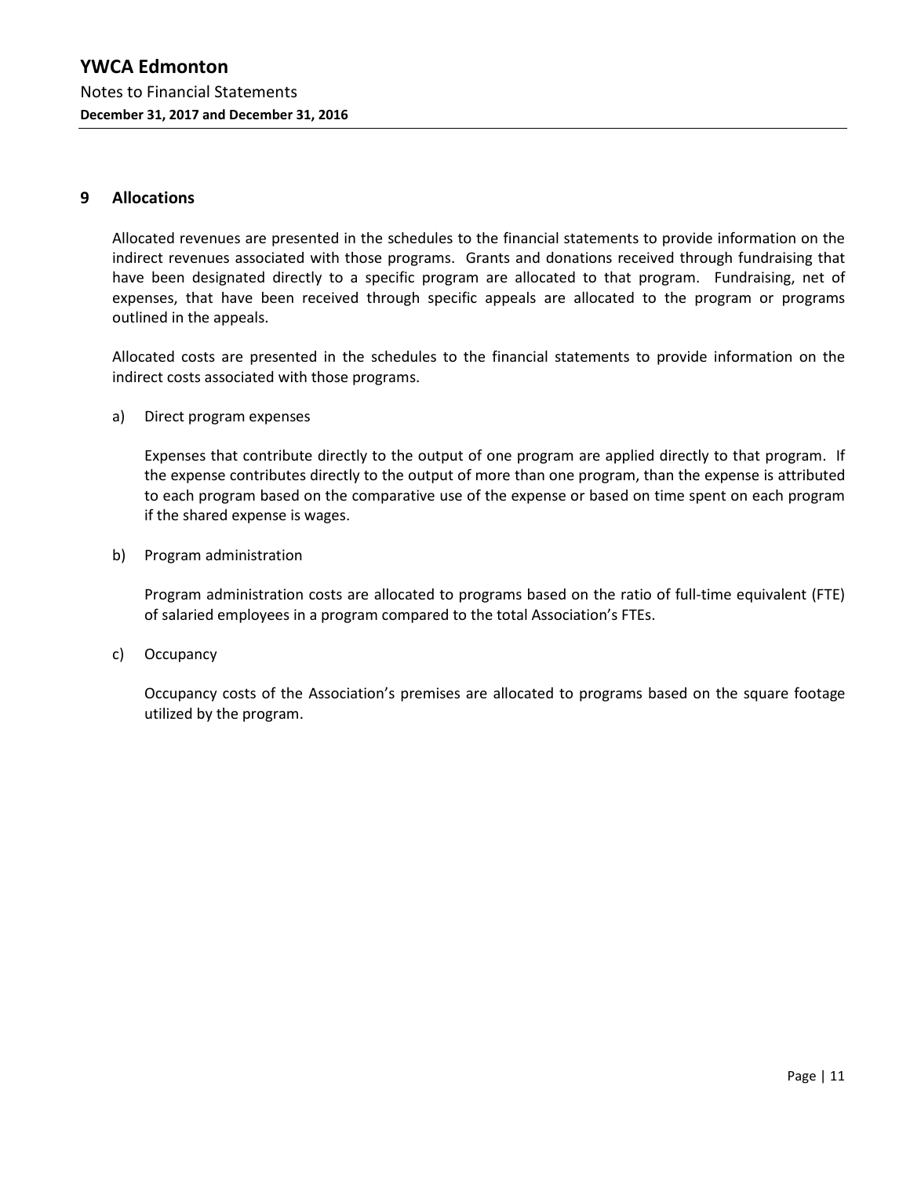## 9 Allocations

Allocated revenues are presented in the schedules to the financial statements to provide information on the indirect revenues associated with those programs. Grants and donations received through fundraising that have been designated directly to a specific program are allocated to that program. Fundraising, net of expenses, that have been received through specific appeals are allocated to the program or programs outlined in the appeals.

Allocated costs are presented in the schedules to the financial statements to provide information on the indirect costs associated with those programs.

a) Direct program expenses

Expenses that contribute directly to the output of one program are applied directly to that program. If the expense contributes directly to the output of more than one program, than the expense is attributed to each program based on the comparative use of the expense or based on time spent on each program if the shared expense is wages.

b) Program administration

Program administration costs are allocated to programs based on the ratio of full-time equivalent (FTE) of salaried employees in a program compared to the total Association's FTEs.

c) Occupancy

Occupancy costs of the Association's premises are allocated to programs based on the square footage utilized by the program.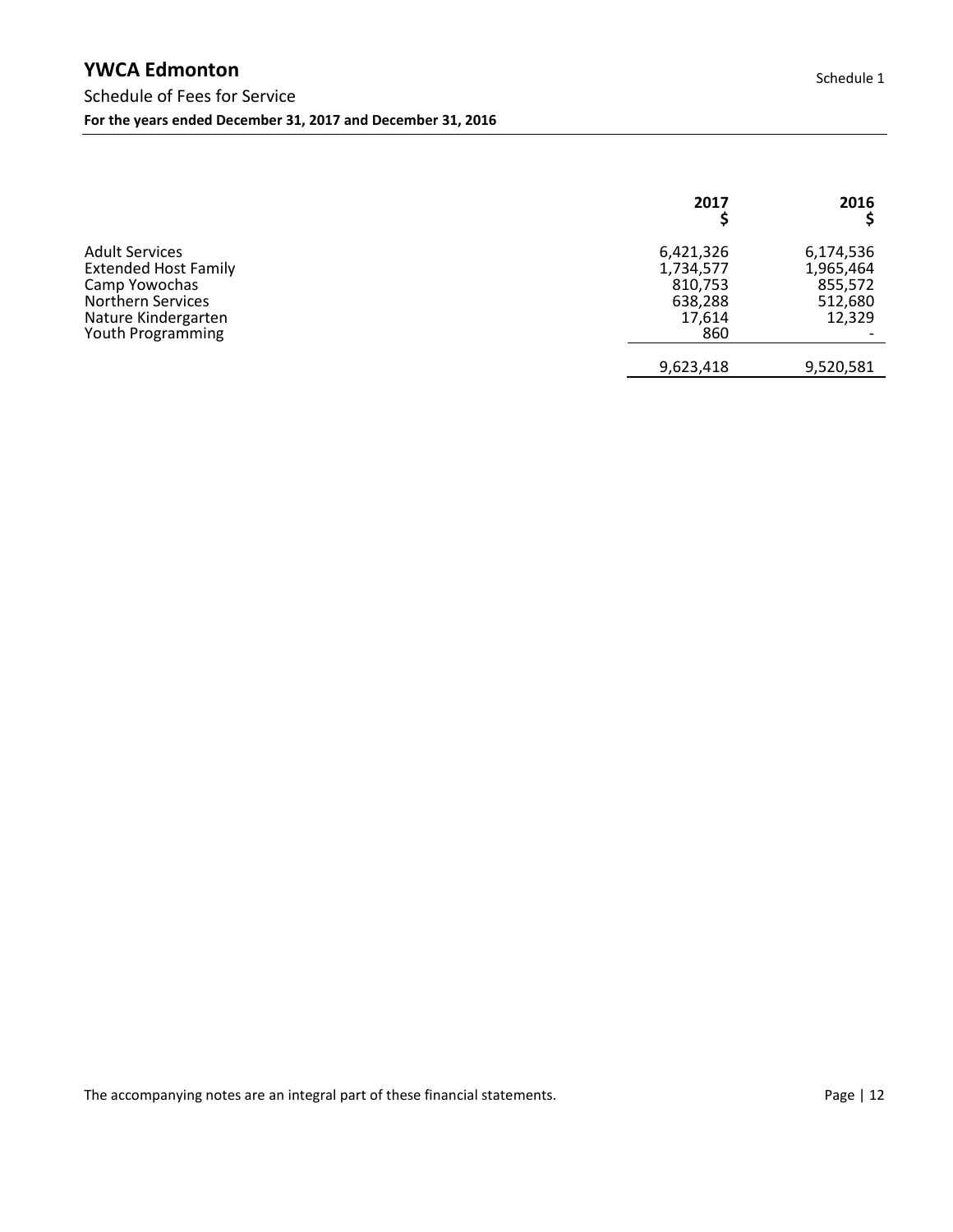# YWCA Edmonton

Schedule 1

## Schedule of Fees for Service

**For the years ended December 31, 2017 and December 31, 2016**

| | 2017<br>$ | 2016<br>$ |
|---|---|---|
| Adult Services | 6,421,326 | 6,174,536 |
| Extended Host Family | 1,734,577 | 1,965,464 |
| Camp Yowochas | 810,753 | 855,572 |
| Northern Services | 638,288 | 512,680 |
| Nature Kindergarten | 17,614 | 12,329 |
| Youth Programming | 860 | - |
| | 9,623,418 | 9,520,581 |

The accompanying notes are an integral part of these financial statements.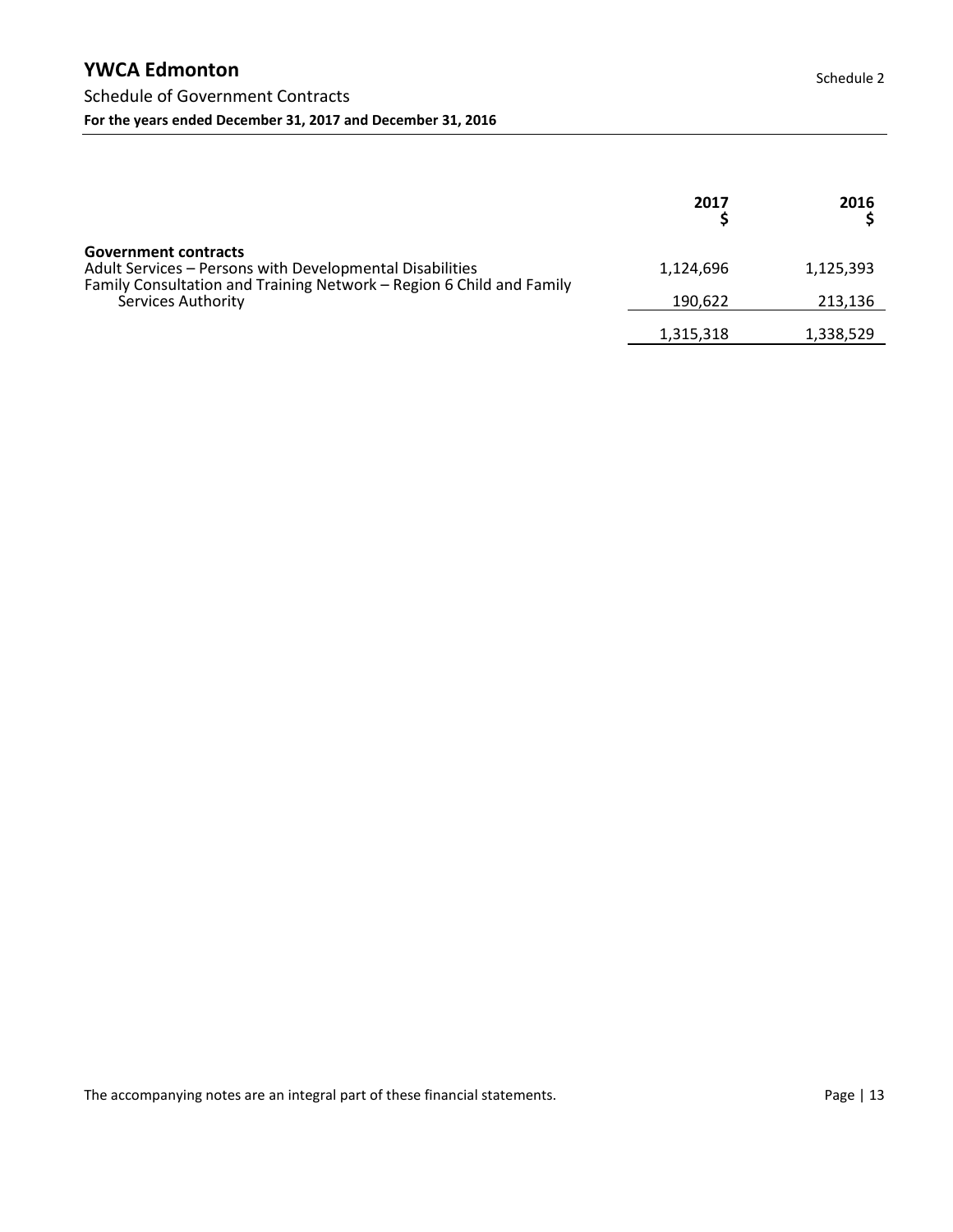# YWCA Edmonton

Schedule 2

## Schedule of Government Contracts

**For the years ended December 31, 2017 and December 31, 2016**

| | 2017<br>$ | 2016<br>$ |
|---|---|---|
| **Government contracts** | | |
| Adult Services – Persons with Developmental Disabilities | 1,124,696 | 1,125,393 |
| Family Consultation and Training Network – Region 6 Child and Family Services Authority | 190,622 | 213,136 |
| | 1,315,318 | 1,338,529 |

The accompanying notes are an integral part of these financial statements.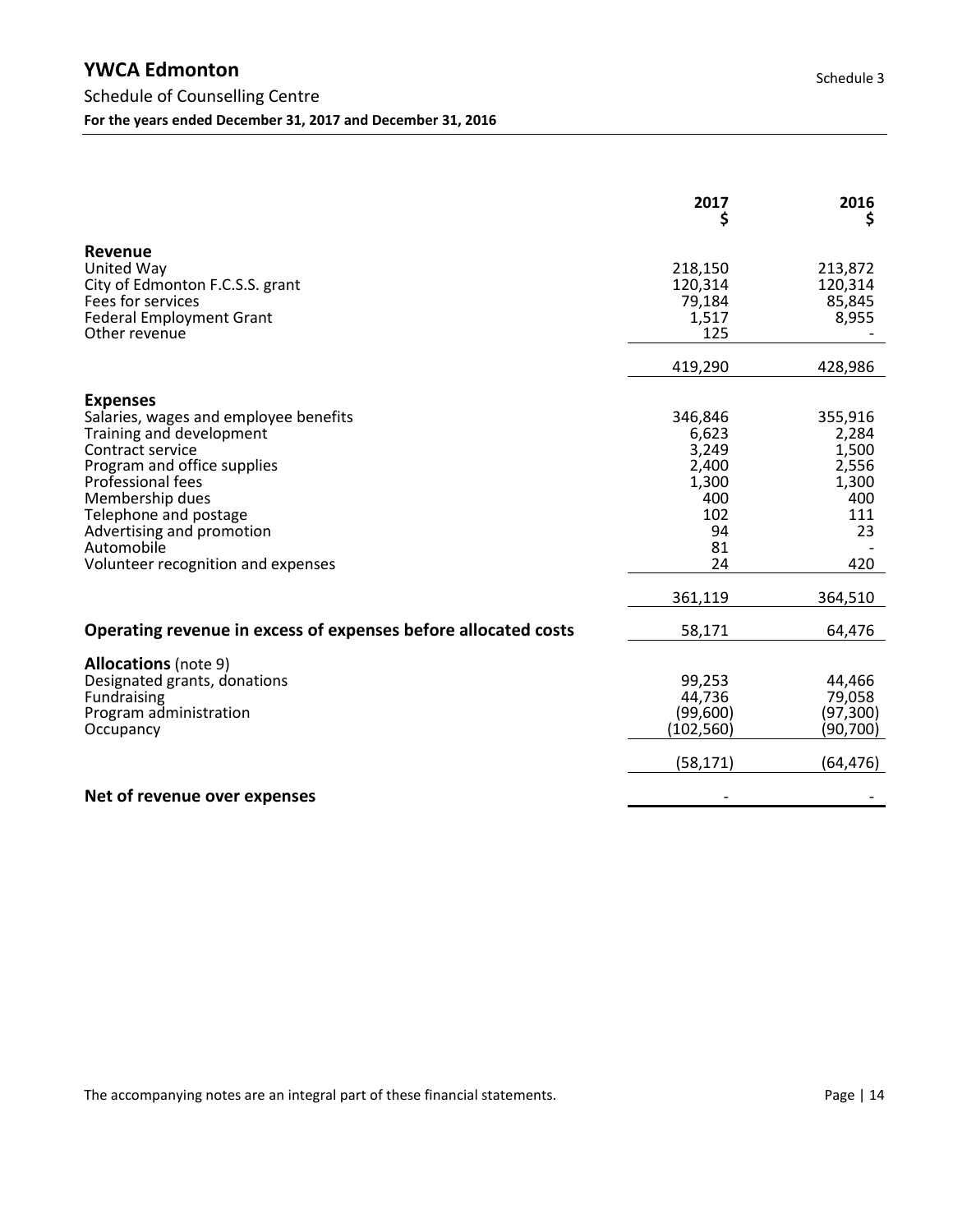# YWCA Edmonton

## Schedule of Counselling Centre

**For the years ended December 31, 2017 and December 31, 2016**

Schedule 3

| | 2017<br>$ | 2016<br>$ |
|---|---|---|
| **Revenue** | | |
| United Way | 218,150 | 213,872 |
| City of Edmonton F.C.S.S. grant | 120,314 | 120,314 |
| Fees for services | 79,184 | 85,845 |
| Federal Employment Grant | 1,517 | 8,955 |
| Other revenue | 125 | - |
| | 419,290 | 428,986 |
| **Expenses** | | |
| Salaries, wages and employee benefits | 346,846 | 355,916 |
| Training and development | 6,623 | 2,284 |
| Contract service | 3,249 | 1,500 |
| Program and office supplies | 2,400 | 2,556 |
| Professional fees | 1,300 | 1,300 |
| Membership dues | 400 | 400 |
| Telephone and postage | 102 | 111 |
| Advertising and promotion | 94 | 23 |
| Automobile | 81 | - |
| Volunteer recognition and expenses | 24 | 420 |
| | 361,119 | 364,510 |
| **Operating revenue in excess of expenses before allocated costs** | 58,171 | 64,476 |
| **Allocations** (note 9) | | |
| Designated grants, donations | 99,253 | 44,466 |
| Fundraising | 44,736 | 79,058 |
| Program administration | (99,600) | (97,300) |
| Occupancy | (102,560) | (90,700) |
| | (58,171) | (64,476) |
| **Net of revenue over expenses** | - | - |

The accompanying notes are an integral part of these financial statements.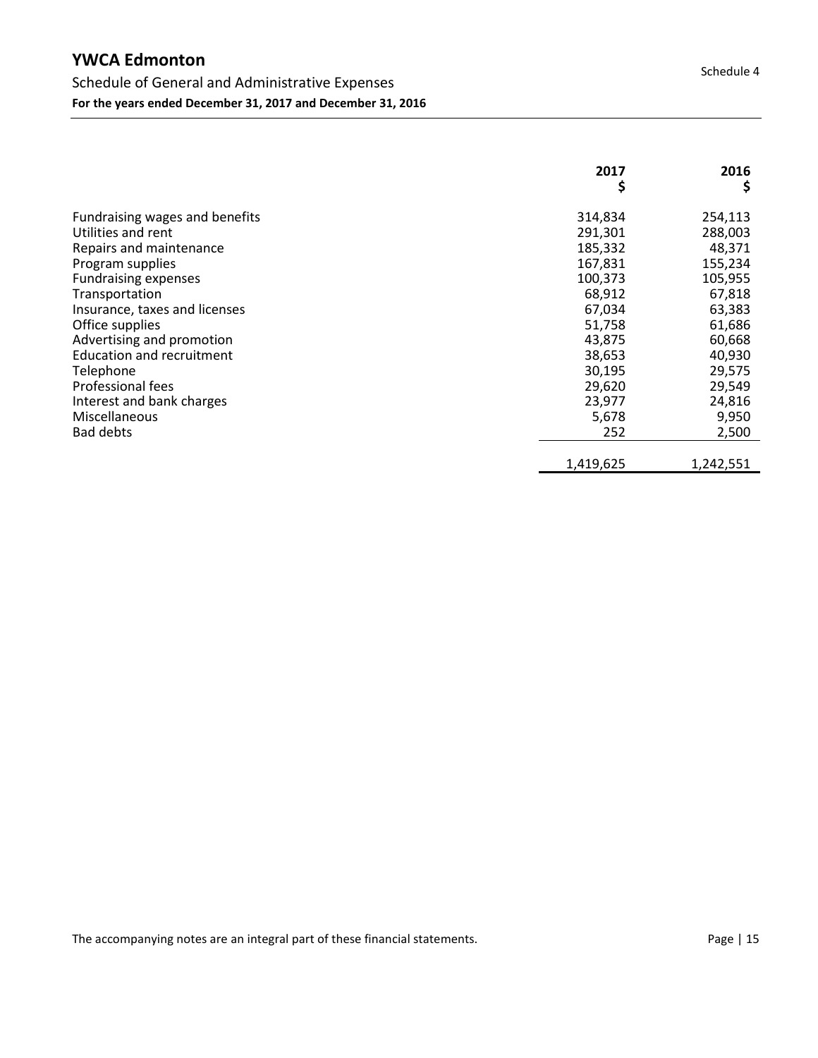# YWCA Edmonton

Schedule of General and Administrative Expenses

**For the years ended December 31, 2017 and December 31, 2016**

Schedule 4

| | 2017<br>$ | 2016<br>$ |
|---|---|---|
| Fundraising wages and benefits | 314,834 | 254,113 |
| Utilities and rent | 291,301 | 288,003 |
| Repairs and maintenance | 185,332 | 48,371 |
| Program supplies | 167,831 | 155,234 |
| Fundraising expenses | 100,373 | 105,955 |
| Transportation | 68,912 | 67,818 |
| Insurance, taxes and licenses | 67,034 | 63,383 |
| Office supplies | 51,758 | 61,686 |
| Advertising and promotion | 43,875 | 60,668 |
| Education and recruitment | 38,653 | 40,930 |
| Telephone | 30,195 | 29,575 |
| Professional fees | 29,620 | 29,549 |
| Interest and bank charges | 23,977 | 24,816 |
| Miscellaneous | 5,678 | 9,950 |
| Bad debts | 252 | 2,500 |
| | 1,419,625 | 1,242,551 |

The accompanying notes are an integral part of these financial statements.